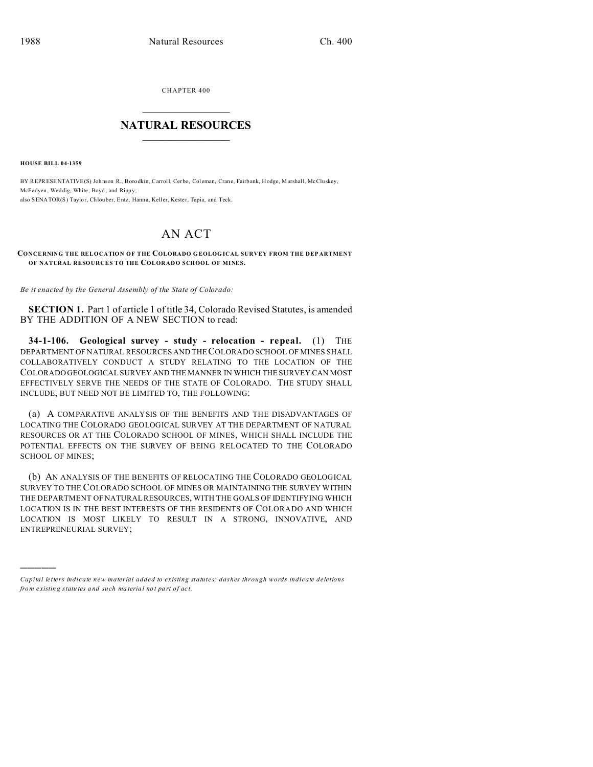CHAPTER 400

# NATURAL RESOURCES

**HOUSE BILL 04-1359**

BY REPRESENTATIVE(S) Johnson R., Borodkin, Carroll, Cerbo, Coleman, Crane, Fairbank, Hodge, Marshall, McCluskey, McFadyen, Weddig, White, Boyd, and Rippy;
also SENATOR(S) Taylor, Chlouber, Entz, Hanna, Keller, Kester, Tapia, and Teck.

# AN ACT

**CONCERNING THE RELOCATION OF THE COLORADO GEOLOGICAL SURVEY FROM THE DEPARTMENT OF NATURAL RESOURCES TO THE COLORADO SCHOOL OF MINES.**

*Be it enacted by the General Assembly of the State of Colorado:*

**SECTION 1.** Part 1 of article 1 of title 34, Colorado Revised Statutes, is amended BY THE ADDITION OF A NEW SECTION to read:

**34-1-106. Geological survey - study - relocation - repeal.** (1) THE DEPARTMENT OF NATURAL RESOURCES AND THE COLORADO SCHOOL OF MINES SHALL COLLABORATIVELY CONDUCT A STUDY RELATING TO THE LOCATION OF THE COLORADO GEOLOGICAL SURVEY AND THE MANNER IN WHICH THE SURVEY CAN MOST EFFECTIVELY SERVE THE NEEDS OF THE STATE OF COLORADO. THE STUDY SHALL INCLUDE, BUT NEED NOT BE LIMITED TO, THE FOLLOWING:

(a) A COMPARATIVE ANALYSIS OF THE BENEFITS AND THE DISADVANTAGES OF LOCATING THE COLORADO GEOLOGICAL SURVEY AT THE DEPARTMENT OF NATURAL RESOURCES OR AT THE COLORADO SCHOOL OF MINES, WHICH SHALL INCLUDE THE POTENTIAL EFFECTS ON THE SURVEY OF BEING RELOCATED TO THE COLORADO SCHOOL OF MINES;

(b) AN ANALYSIS OF THE BENEFITS OF RELOCATING THE COLORADO GEOLOGICAL SURVEY TO THE COLORADO SCHOOL OF MINES OR MAINTAINING THE SURVEY WITHIN THE DEPARTMENT OF NATURAL RESOURCES, WITH THE GOALS OF IDENTIFYING WHICH LOCATION IS IN THE BEST INTERESTS OF THE RESIDENTS OF COLORADO AND WHICH LOCATION IS MOST LIKELY TO RESULT IN A STRONG, INNOVATIVE, AND ENTREPRENEURIAL SURVEY;

---

*Capital letters indicate new material added to existing statutes; dashes through words indicate deletions from existing statutes and such material not part of act.*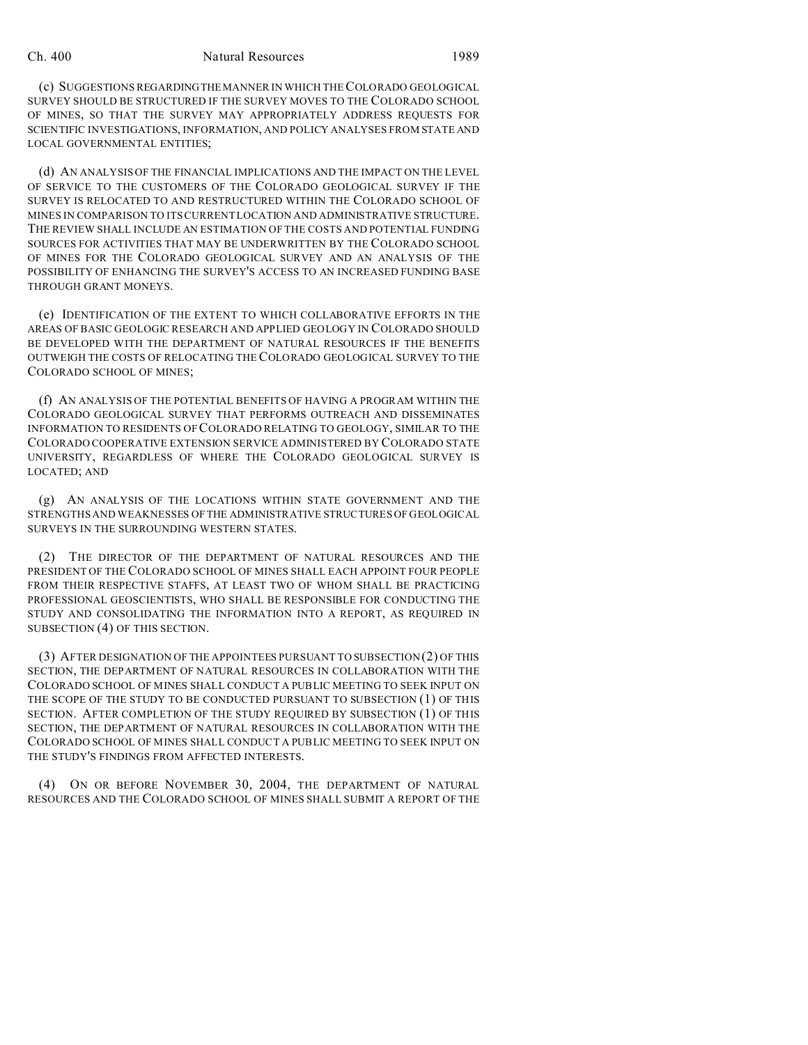(c) SUGGESTIONS REGARDING THE MANNER IN WHICH THE COLORADO GEOLOGICAL SURVEY SHOULD BE STRUCTURED IF THE SURVEY MOVES TO THE COLORADO SCHOOL OF MINES, SO THAT THE SURVEY MAY APPROPRIATELY ADDRESS REQUESTS FOR SCIENTIFIC INVESTIGATIONS, INFORMATION, AND POLICY ANALYSES FROM STATE AND LOCAL GOVERNMENTAL ENTITIES;

(d) AN ANALYSIS OF THE FINANCIAL IMPLICATIONS AND THE IMPACT ON THE LEVEL OF SERVICE TO THE CUSTOMERS OF THE COLORADO GEOLOGICAL SURVEY IF THE SURVEY IS RELOCATED TO AND RESTRUCTURED WITHIN THE COLORADO SCHOOL OF MINES IN COMPARISON TO ITS CURRENT LOCATION AND ADMINISTRATIVE STRUCTURE. THE REVIEW SHALL INCLUDE AN ESTIMATION OF THE COSTS AND POTENTIAL FUNDING SOURCES FOR ACTIVITIES THAT MAY BE UNDERWRITTEN BY THE COLORADO SCHOOL OF MINES FOR THE COLORADO GEOLOGICAL SURVEY AND AN ANALYSIS OF THE POSSIBILITY OF ENHANCING THE SURVEY'S ACCESS TO AN INCREASED FUNDING BASE THROUGH GRANT MONEYS.

(e) IDENTIFICATION OF THE EXTENT TO WHICH COLLABORATIVE EFFORTS IN THE AREAS OF BASIC GEOLOGIC RESEARCH AND APPLIED GEOLOGY IN COLORADO SHOULD BE DEVELOPED WITH THE DEPARTMENT OF NATURAL RESOURCES IF THE BENEFITS OUTWEIGH THE COSTS OF RELOCATING THE COLORADO GEOLOGICAL SURVEY TO THE COLORADO SCHOOL OF MINES;

(f) AN ANALYSIS OF THE POTENTIAL BENEFITS OF HAVING A PROGRAM WITHIN THE COLORADO GEOLOGICAL SURVEY THAT PERFORMS OUTREACH AND DISSEMINATES INFORMATION TO RESIDENTS OF COLORADO RELATING TO GEOLOGY, SIMILAR TO THE COLORADO COOPERATIVE EXTENSION SERVICE ADMINISTERED BY COLORADO STATE UNIVERSITY, REGARDLESS OF WHERE THE COLORADO GEOLOGICAL SURVEY IS LOCATED; AND

(g) AN ANALYSIS OF THE LOCATIONS WITHIN STATE GOVERNMENT AND THE STRENGTHS AND WEAKNESSES OF THE ADMINISTRATIVE STRUCTURES OF GEOLOGICAL SURVEYS IN THE SURROUNDING WESTERN STATES.

(2) THE DIRECTOR OF THE DEPARTMENT OF NATURAL RESOURCES AND THE PRESIDENT OF THE COLORADO SCHOOL OF MINES SHALL EACH APPOINT FOUR PEOPLE FROM THEIR RESPECTIVE STAFFS, AT LEAST TWO OF WHOM SHALL BE PRACTICING PROFESSIONAL GEOSCIENTISTS, WHO SHALL BE RESPONSIBLE FOR CONDUCTING THE STUDY AND CONSOLIDATING THE INFORMATION INTO A REPORT, AS REQUIRED IN SUBSECTION (4) OF THIS SECTION.

(3) AFTER DESIGNATION OF THE APPOINTEES PURSUANT TO SUBSECTION (2) OF THIS SECTION, THE DEPARTMENT OF NATURAL RESOURCES IN COLLABORATION WITH THE COLORADO SCHOOL OF MINES SHALL CONDUCT A PUBLIC MEETING TO SEEK INPUT ON THE SCOPE OF THE STUDY TO BE CONDUCTED PURSUANT TO SUBSECTION (1) OF THIS SECTION. AFTER COMPLETION OF THE STUDY REQUIRED BY SUBSECTION (1) OF THIS SECTION, THE DEPARTMENT OF NATURAL RESOURCES IN COLLABORATION WITH THE COLORADO SCHOOL OF MINES SHALL CONDUCT A PUBLIC MEETING TO SEEK INPUT ON THE STUDY'S FINDINGS FROM AFFECTED INTERESTS.

(4) ON OR BEFORE NOVEMBER 30, 2004, THE DEPARTMENT OF NATURAL RESOURCES AND THE COLORADO SCHOOL OF MINES SHALL SUBMIT A REPORT OF THE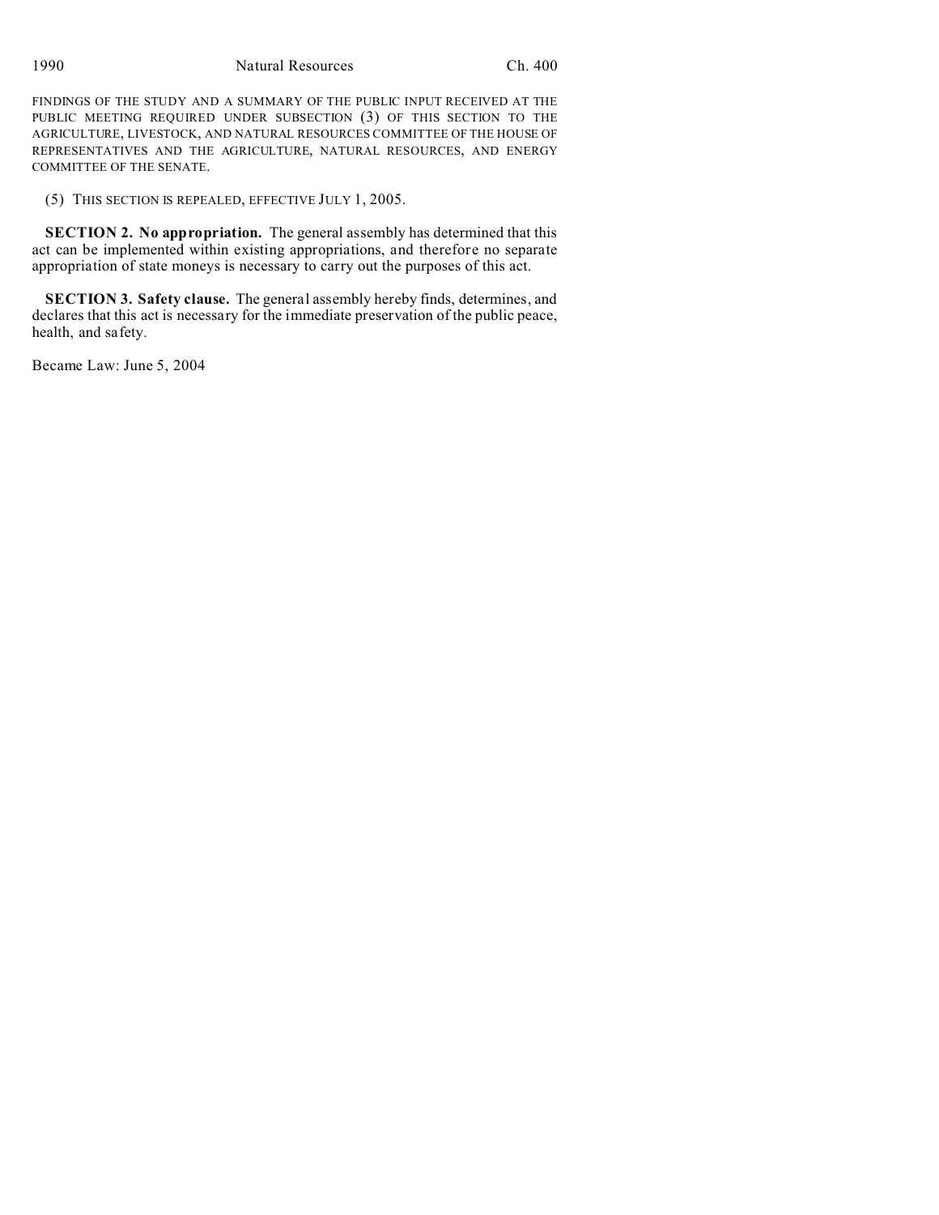FINDINGS OF THE STUDY AND A SUMMARY OF THE PUBLIC INPUT RECEIVED AT THE PUBLIC MEETING REQUIRED UNDER SUBSECTION (3) OF THIS SECTION TO THE AGRICULTURE, LIVESTOCK, AND NATURAL RESOURCES COMMITTEE OF THE HOUSE OF REPRESENTATIVES AND THE AGRICULTURE, NATURAL RESOURCES, AND ENERGY COMMITTEE OF THE SENATE.

(5) THIS SECTION IS REPEALED, EFFECTIVE JULY 1, 2005.

**SECTION 2. No appropriation.** The general assembly has determined that this act can be implemented within existing appropriations, and therefore no separate appropriation of state moneys is necessary to carry out the purposes of this act.

**SECTION 3. Safety clause.** The general assembly hereby finds, determines, and declares that this act is necessary for the immediate preservation of the public peace, health, and safety.

Became Law: June 5, 2004